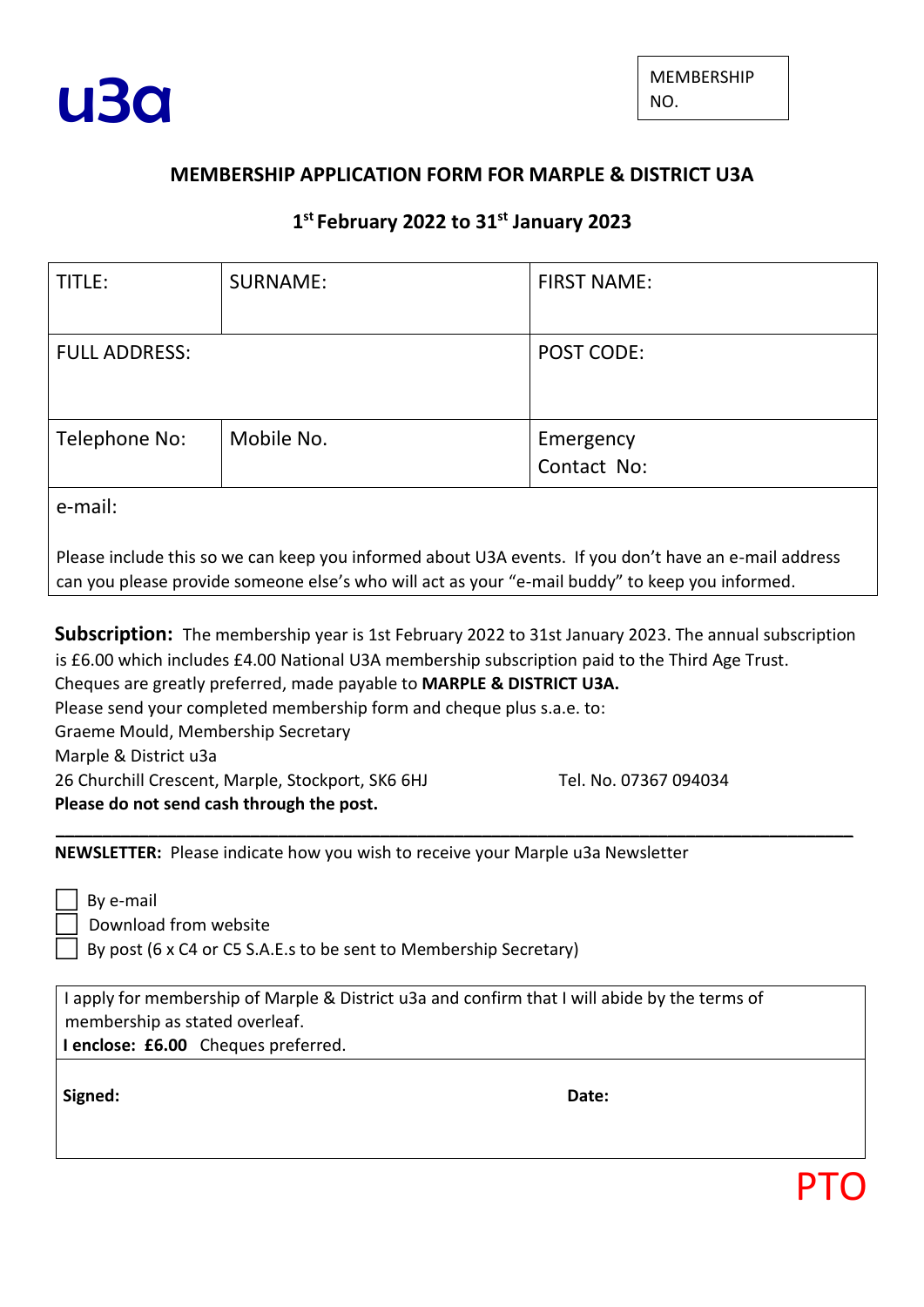u3a

| MEMBERSHIP NO. |
|---|
| |

**MEMBERSHIP APPLICATION FORM FOR MARPLE & DISTRICT U3A**

**1st February 2022 to 31st January 2023**

| TITLE: | SURNAME: | FIRST NAME: |
|---|---|---|
| FULL ADDRESS: | | POST CODE: |
| Telephone No: | Mobile No. | Emergency Contact No: |
| e-mail:<br><br>Please include this so we can keep you informed about U3A events. If you don't have an e-mail address can you please provide someone else's who will act as your "e-mail buddy" to keep you informed. | | |

**Subscription:** The membership year is 1st February 2022 to 31st January 2023. The annual subscription is £6.00 which includes £4.00 National U3A membership subscription paid to the Third Age Trust.
Cheques are greatly preferred, made payable to **MARPLE & DISTRICT U3A.**
Please send your completed membership form and cheque plus s.a.e. to:
Graeme Mould, Membership Secretary
Marple & District u3a
26 Churchill Crescent, Marple, Stockport, SK6 6HJ    Tel. No. 07367 094034
**Please do not send cash through the post.**

---

**NEWSLETTER:** Please indicate how you wish to receive your Marple u3a Newsletter

- ☐ By e-mail
- ☐ Download from website
- ☐ By post (6 x C4 or C5 S.A.E.s to be sent to Membership Secretary)

I apply for membership of Marple & District u3a and confirm that I will abide by the terms of membership as stated overleaf.
**I enclose: £6.00** Cheques preferred.

**Signed:**    **Date:**

PTO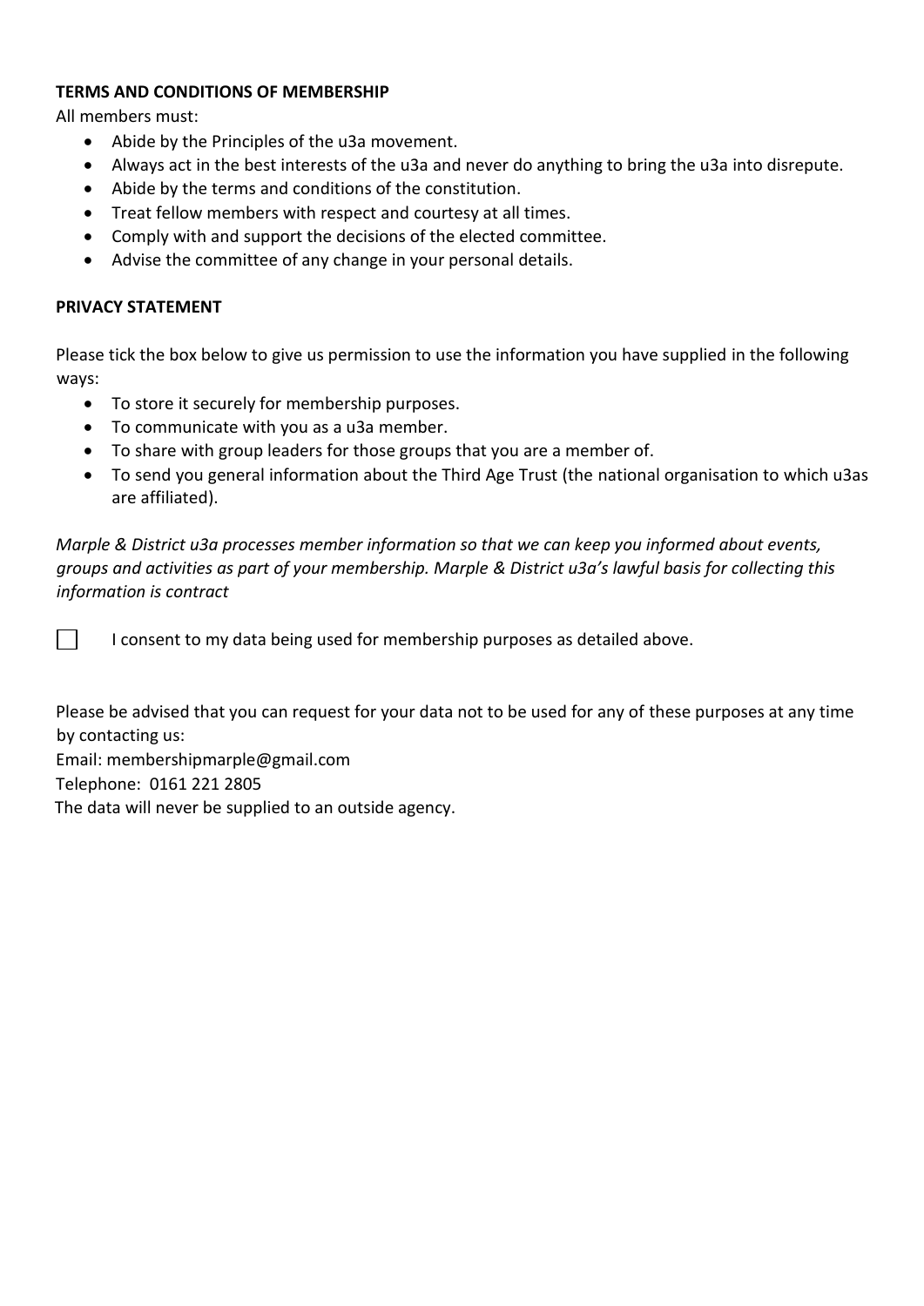**TERMS AND CONDITIONS OF MEMBERSHIP**

All members must:

- Abide by the Principles of the u3a movement.
- Always act in the best interests of the u3a and never do anything to bring the u3a into disrepute.
- Abide by the terms and conditions of the constitution.
- Treat fellow members with respect and courtesy at all times.
- Comply with and support the decisions of the elected committee.
- Advise the committee of any change in your personal details.

**PRIVACY STATEMENT**

Please tick the box below to give us permission to use the information you have supplied in the following ways:

- To store it securely for membership purposes.
- To communicate with you as a u3a member.
- To share with group leaders for those groups that you are a member of.
- To send you general information about the Third Age Trust (the national organisation to which u3as are affiliated).

*Marple & District u3a processes member information so that we can keep you informed about events, groups and activities as part of your membership. Marple & District u3a's lawful basis for collecting this information is contract*

☐ I consent to my data being used for membership purposes as detailed above.

Please be advised that you can request for your data not to be used for any of these purposes at any time by contacting us:

Email: membershipmarple@gmail.com

Telephone: 0161 221 2805

The data will never be supplied to an outside agency.